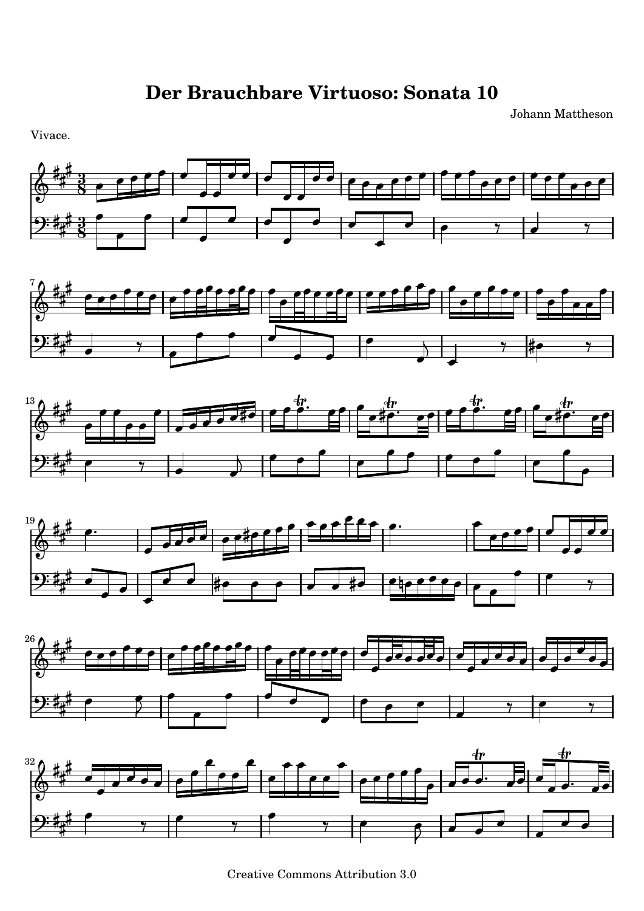# Der Brauchbare Virtuoso: Sonata 10

Johann Mattheson

Vivace.

Creative Commons Attribution 3.0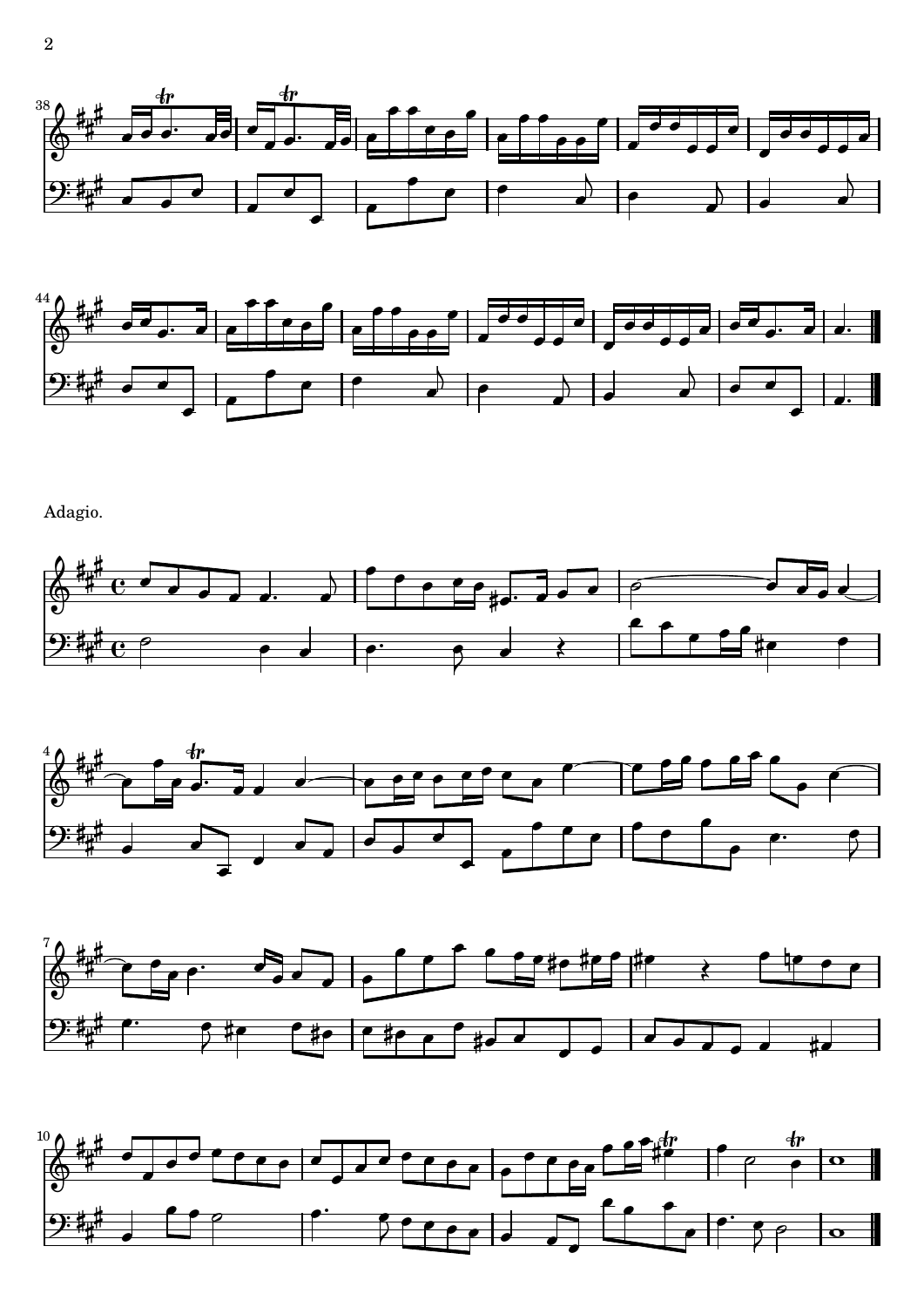Adagio.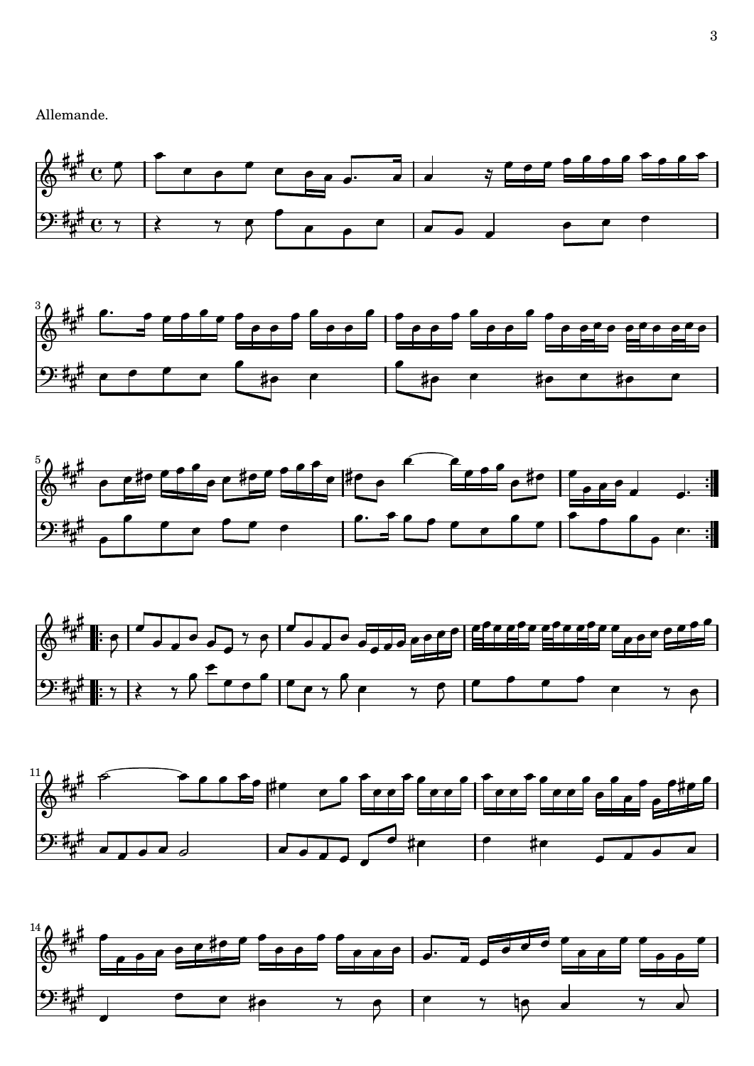Allemande.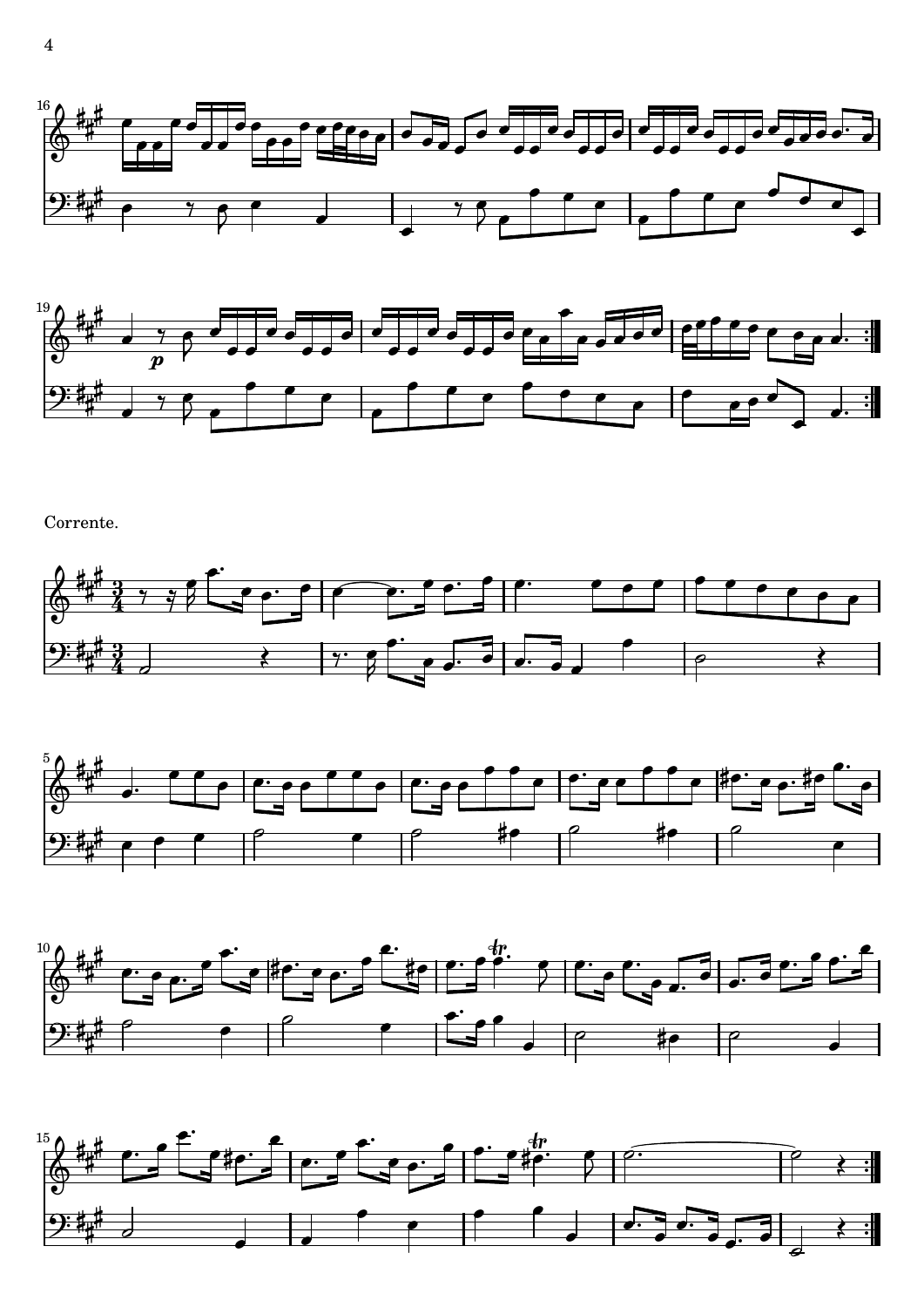Corrente.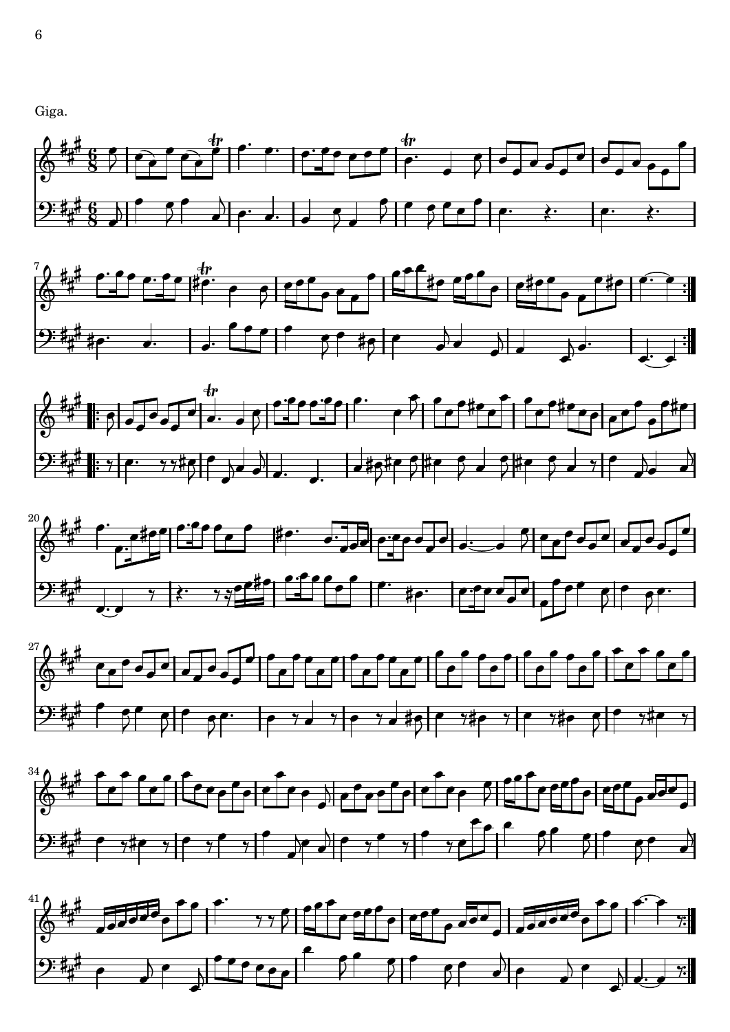Giga.